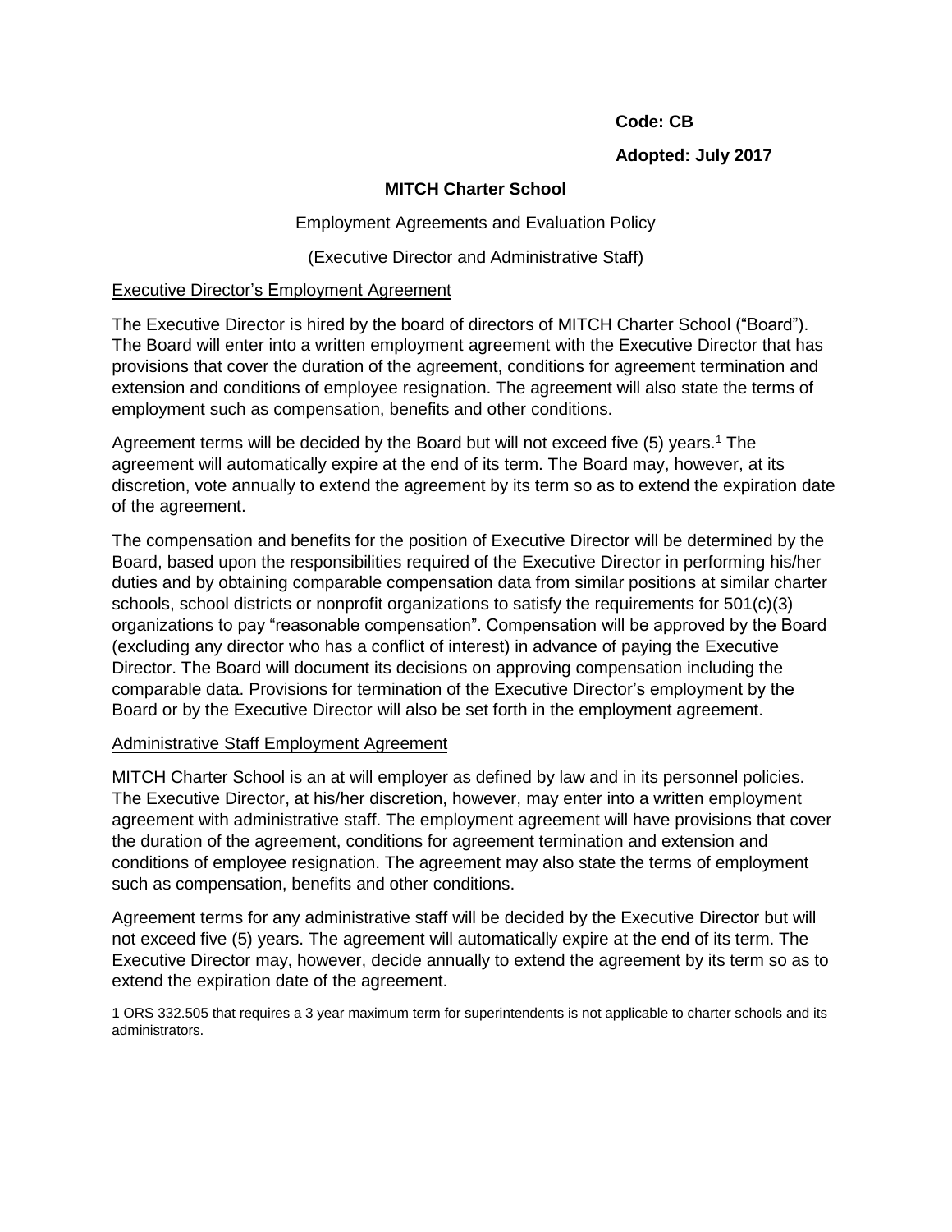**Code: CB**

**Adopted: July 2017**

# MITCH Charter School

Employment Agreements and Evaluation Policy

(Executive Director and Administrative Staff)

## Executive Director's Employment Agreement

The Executive Director is hired by the board of directors of MITCH Charter School ("Board"). The Board will enter into a written employment agreement with the Executive Director that has provisions that cover the duration of the agreement, conditions for agreement termination and extension and conditions of employee resignation. The agreement will also state the terms of employment such as compensation, benefits and other conditions.

Agreement terms will be decided by the Board but will not exceed five (5) years.[1] The agreement will automatically expire at the end of its term. The Board may, however, at its discretion, vote annually to extend the agreement by its term so as to extend the expiration date of the agreement.

The compensation and benefits for the position of Executive Director will be determined by the Board, based upon the responsibilities required of the Executive Director in performing his/her duties and by obtaining comparable compensation data from similar positions at similar charter schools, school districts or nonprofit organizations to satisfy the requirements for 501(c)(3) organizations to pay "reasonable compensation". Compensation will be approved by the Board (excluding any director who has a conflict of interest) in advance of paying the Executive Director. The Board will document its decisions on approving compensation including the comparable data. Provisions for termination of the Executive Director's employment by the Board or by the Executive Director will also be set forth in the employment agreement.

## Administrative Staff Employment Agreement

MITCH Charter School is an at will employer as defined by law and in its personnel policies. The Executive Director, at his/her discretion, however, may enter into a written employment agreement with administrative staff. The employment agreement will have provisions that cover the duration of the agreement, conditions for agreement termination and extension and conditions of employee resignation. The agreement may also state the terms of employment such as compensation, benefits and other conditions.

Agreement terms for any administrative staff will be decided by the Executive Director but will not exceed five (5) years. The agreement will automatically expire at the end of its term. The Executive Director may, however, decide annually to extend the agreement by its term so as to extend the expiration date of the agreement.

1 ORS 332.505 that requires a 3 year maximum term for superintendents is not applicable to charter schools and its administrators.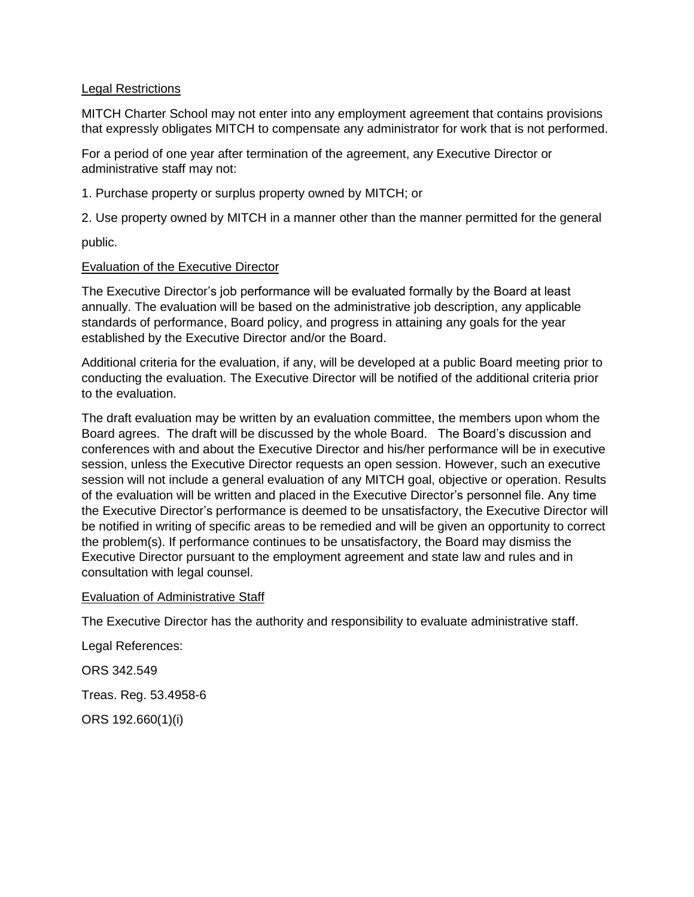<u>Legal Restrictions</u>

MITCH Charter School may not enter into any employment agreement that contains provisions that expressly obligates MITCH to compensate any administrator for work that is not performed.

For a period of one year after termination of the agreement, any Executive Director or administrative staff may not:

1. Purchase property or surplus property owned by MITCH; or

2. Use property owned by MITCH in a manner other than the manner permitted for the general public.

<u>Evaluation of the Executive Director</u>

The Executive Director's job performance will be evaluated formally by the Board at least annually. The evaluation will be based on the administrative job description, any applicable standards of performance, Board policy, and progress in attaining any goals for the year established by the Executive Director and/or the Board.

Additional criteria for the evaluation, if any, will be developed at a public Board meeting prior to conducting the evaluation. The Executive Director will be notified of the additional criteria prior to the evaluation.

The draft evaluation may be written by an evaluation committee, the members upon whom the Board agrees. The draft will be discussed by the whole Board. The Board's discussion and conferences with and about the Executive Director and his/her performance will be in executive session, unless the Executive Director requests an open session. However, such an executive session will not include a general evaluation of any MITCH goal, objective or operation. Results of the evaluation will be written and placed in the Executive Director's personnel file. Any time the Executive Director's performance is deemed to be unsatisfactory, the Executive Director will be notified in writing of specific areas to be remedied and will be given an opportunity to correct the problem(s). If performance continues to be unsatisfactory, the Board may dismiss the Executive Director pursuant to the employment agreement and state law and rules and in consultation with legal counsel.

<u>Evaluation of Administrative Staff</u>

The Executive Director has the authority and responsibility to evaluate administrative staff.

Legal References:

ORS 342.549

Treas. Reg. 53.4958-6

ORS 192.660(1)(i)